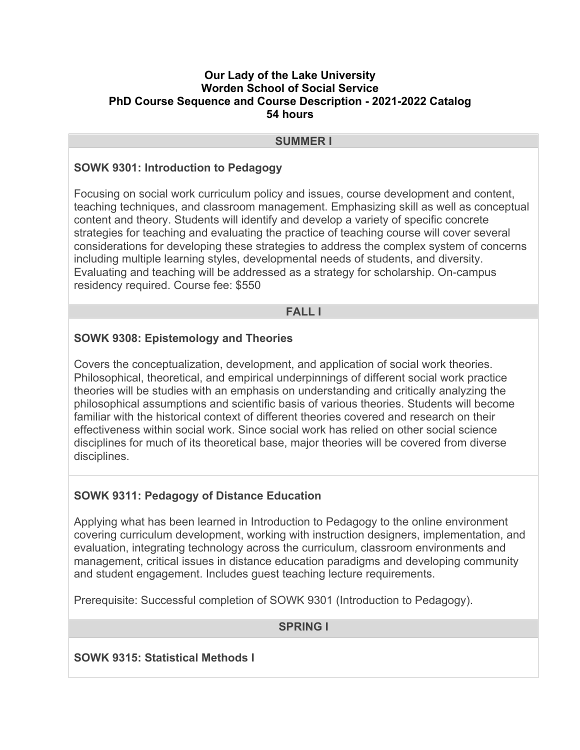# Our Lady of the Lake University
## Worden School of Social Service
## PhD Course Sequence and Course Description - 2021-2022 Catalog
## 54 hours

### SUMMER I

**SOWK 9301: Introduction to Pedagogy**

Focusing on social work curriculum policy and issues, course development and content, teaching techniques, and classroom management. Emphasizing skill as well as conceptual content and theory. Students will identify and develop a variety of specific concrete strategies for teaching and evaluating the practice of teaching course will cover several considerations for developing these strategies to address the complex system of concerns including multiple learning styles, developmental needs of students, and diversity. Evaluating and teaching will be addressed as a strategy for scholarship. On-campus residency required. Course fee: $550

### FALL I

**SOWK 9308: Epistemology and Theories**

Covers the conceptualization, development, and application of social work theories. Philosophical, theoretical, and empirical underpinnings of different social work practice theories will be studies with an emphasis on understanding and critically analyzing the philosophical assumptions and scientific basis of various theories. Students will become familiar with the historical context of different theories covered and research on their effectiveness within social work. Since social work has relied on other social science disciplines for much of its theoretical base, major theories will be covered from diverse disciplines.

**SOWK 9311: Pedagogy of Distance Education**

Applying what has been learned in Introduction to Pedagogy to the online environment covering curriculum development, working with instruction designers, implementation, and evaluation, integrating technology across the curriculum, classroom environments and management, critical issues in distance education paradigms and developing community and student engagement. Includes guest teaching lecture requirements.

Prerequisite: Successful completion of SOWK 9301 (Introduction to Pedagogy).

### SPRING I

**SOWK 9315: Statistical Methods I**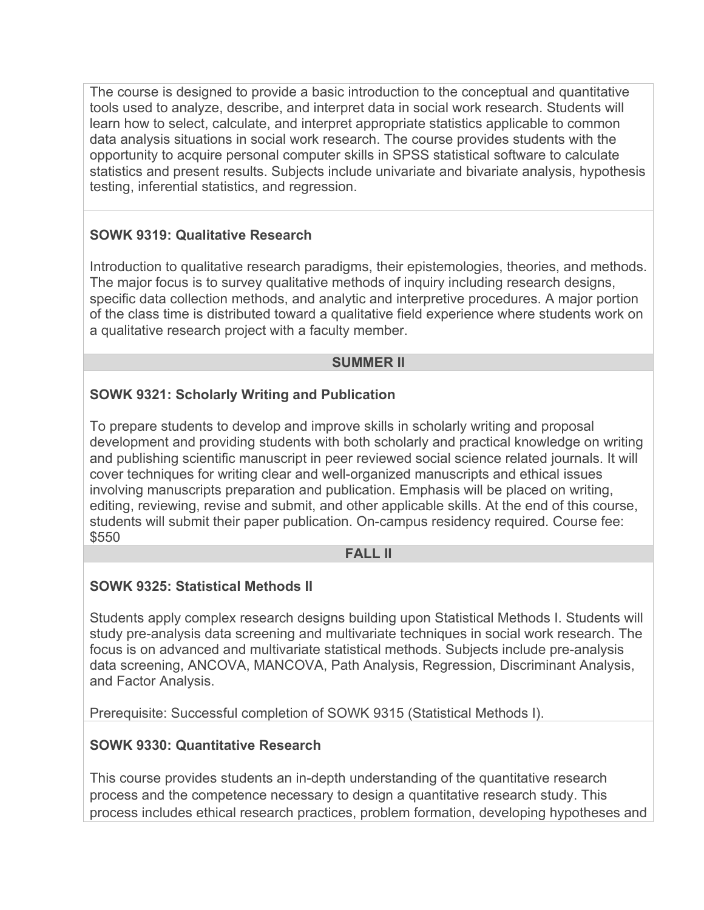The course is designed to provide a basic introduction to the conceptual and quantitative tools used to analyze, describe, and interpret data in social work research. Students will learn how to select, calculate, and interpret appropriate statistics applicable to common data analysis situations in social work research. The course provides students with the opportunity to acquire personal computer skills in SPSS statistical software to calculate statistics and present results. Subjects include univariate and bivariate analysis, hypothesis testing, inferential statistics, and regression.

### SOWK 9319: Qualitative Research

Introduction to qualitative research paradigms, their epistemologies, theories, and methods. The major focus is to survey qualitative methods of inquiry including research designs, specific data collection methods, and analytic and interpretive procedures. A major portion of the class time is distributed toward a qualitative field experience where students work on a qualitative research project with a faculty member.

## SUMMER II

### SOWK 9321: Scholarly Writing and Publication

To prepare students to develop and improve skills in scholarly writing and proposal development and providing students with both scholarly and practical knowledge on writing and publishing scientific manuscript in peer reviewed social science related journals. It will cover techniques for writing clear and well-organized manuscripts and ethical issues involving manuscripts preparation and publication. Emphasis will be placed on writing, editing, reviewing, revise and submit, and other applicable skills. At the end of this course, students will submit their paper publication. On-campus residency required. Course fee: $550

## FALL II

### SOWK 9325: Statistical Methods II

Students apply complex research designs building upon Statistical Methods I. Students will study pre-analysis data screening and multivariate techniques in social work research. The focus is on advanced and multivariate statistical methods. Subjects include pre-analysis data screening, ANCOVA, MANCOVA, Path Analysis, Regression, Discriminant Analysis, and Factor Analysis.

Prerequisite: Successful completion of SOWK 9315 (Statistical Methods I).

### SOWK 9330: Quantitative Research

This course provides students an in-depth understanding of the quantitative research process and the competence necessary to design a quantitative research study. This process includes ethical research practices, problem formation, developing hypotheses and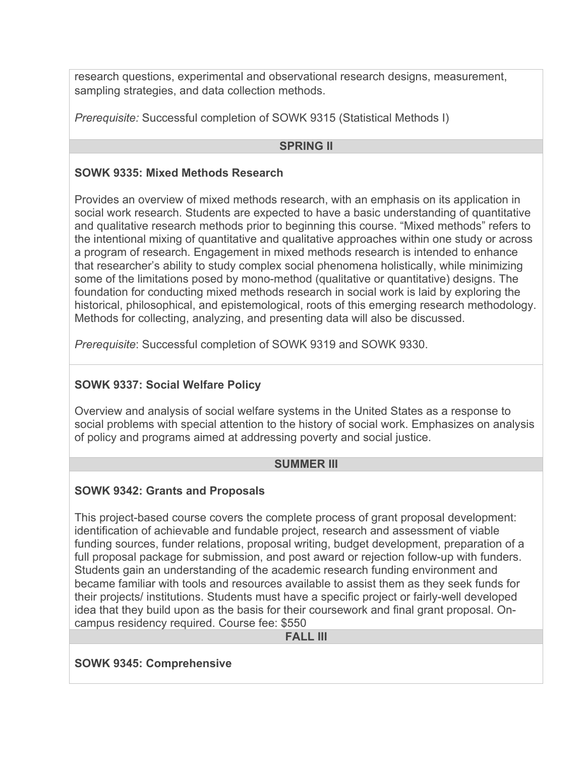research questions, experimental and observational research designs, measurement, sampling strategies, and data collection methods.

*Prerequisite:* Successful completion of SOWK 9315 (Statistical Methods I)

## SPRING II

### SOWK 9335: Mixed Methods Research

Provides an overview of mixed methods research, with an emphasis on its application in social work research. Students are expected to have a basic understanding of quantitative and qualitative research methods prior to beginning this course. “Mixed methods” refers to the intentional mixing of quantitative and qualitative approaches within one study or across a program of research. Engagement in mixed methods research is intended to enhance that researcher’s ability to study complex social phenomena holistically, while minimizing some of the limitations posed by mono-method (qualitative or quantitative) designs. The foundation for conducting mixed methods research in social work is laid by exploring the historical, philosophical, and epistemological, roots of this emerging research methodology. Methods for collecting, analyzing, and presenting data will also be discussed.

*Prerequisite*: Successful completion of SOWK 9319 and SOWK 9330.

### SOWK 9337: Social Welfare Policy

Overview and analysis of social welfare systems in the United States as a response to social problems with special attention to the history of social work. Emphasizes on analysis of policy and programs aimed at addressing poverty and social justice.

## SUMMER III

### SOWK 9342: Grants and Proposals

This project-based course covers the complete process of grant proposal development: identification of achievable and fundable project, research and assessment of viable funding sources, funder relations, proposal writing, budget development, preparation of a full proposal package for submission, and post award or rejection follow-up with funders. Students gain an understanding of the academic research funding environment and became familiar with tools and resources available to assist them as they seek funds for their projects/ institutions. Students must have a specific project or fairly-well developed idea that they build upon as the basis for their coursework and final grant proposal. On-campus residency required. Course fee: $550

## FALL III

### SOWK 9345: Comprehensive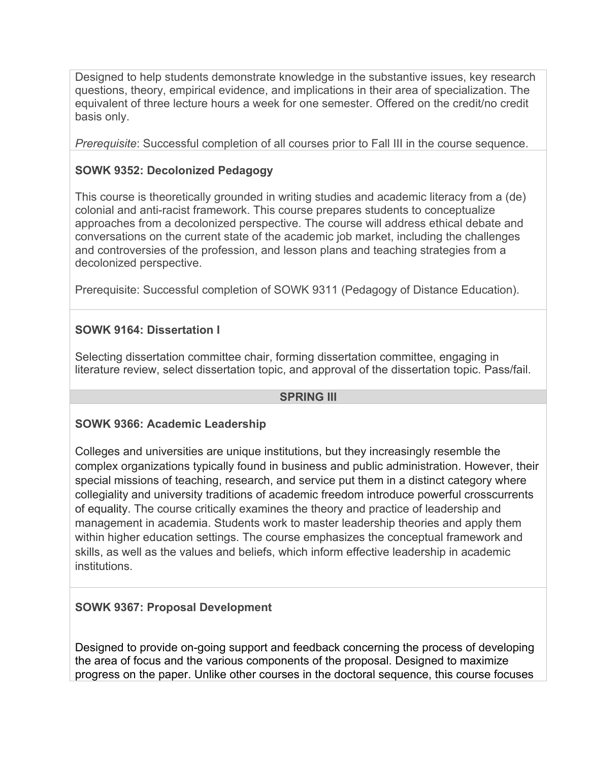Designed to help students demonstrate knowledge in the substantive issues, key research questions, theory, empirical evidence, and implications in their area of specialization. The equivalent of three lecture hours a week for one semester. Offered on the credit/no credit basis only.

*Prerequisite*: Successful completion of all courses prior to Fall III in the course sequence.

**SOWK 9352: Decolonized Pedagogy**

This course is theoretically grounded in writing studies and academic literacy from a (de) colonial and anti-racist framework. This course prepares students to conceptualize approaches from a decolonized perspective. The course will address ethical debate and conversations on the current state of the academic job market, including the challenges and controversies of the profession, and lesson plans and teaching strategies from a decolonized perspective.

Prerequisite: Successful completion of SOWK 9311 (Pedagogy of Distance Education).

**SOWK 9164: Dissertation I**

Selecting dissertation committee chair, forming dissertation committee, engaging in literature review, select dissertation topic, and approval of the dissertation topic. Pass/fail.

**SPRING III**

**SOWK 9366: Academic Leadership**

Colleges and universities are unique institutions, but they increasingly resemble the complex organizations typically found in business and public administration. However, their special missions of teaching, research, and service put them in a distinct category where collegiality and university traditions of academic freedom introduce powerful crosscurrents of equality. The course critically examines the theory and practice of leadership and management in academia. Students work to master leadership theories and apply them within higher education settings. The course emphasizes the conceptual framework and skills, as well as the values and beliefs, which inform effective leadership in academic institutions.

**SOWK 9367: Proposal Development**

Designed to provide on-going support and feedback concerning the process of developing the area of focus and the various components of the proposal. Designed to maximize progress on the paper. Unlike other courses in the doctoral sequence, this course focuses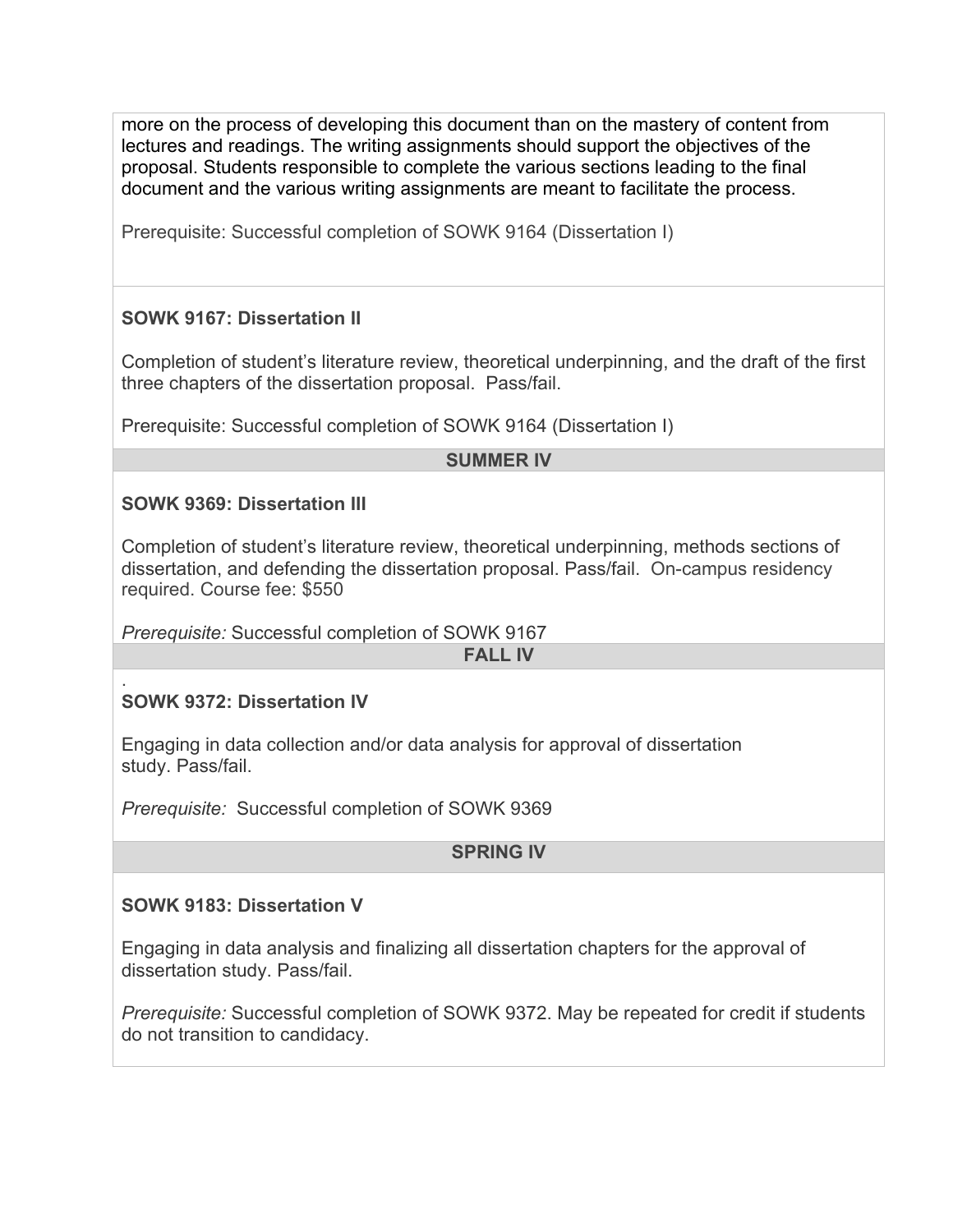more on the process of developing this document than on the mastery of content from lectures and readings. The writing assignments should support the objectives of the proposal. Students responsible to complete the various sections leading to the final document and the various writing assignments are meant to facilitate the process.

Prerequisite: Successful completion of SOWK 9164 (Dissertation I)

**SOWK 9167: Dissertation II**

Completion of student's literature review, theoretical underpinning, and the draft of the first three chapters of the dissertation proposal. Pass/fail.

Prerequisite: Successful completion of SOWK 9164 (Dissertation I)

## SUMMER IV

**SOWK 9369: Dissertation III**

Completion of student's literature review, theoretical underpinning, methods sections of dissertation, and defending the dissertation proposal. Pass/fail. On-campus residency required. Course fee: $550

*Prerequisite:* Successful completion of SOWK 9167

## FALL IV

.

**SOWK 9372: Dissertation IV**

Engaging in data collection and/or data analysis for approval of dissertation study. Pass/fail.

*Prerequisite:* Successful completion of SOWK 9369

## SPRING IV

**SOWK 9183: Dissertation V**

Engaging in data analysis and finalizing all dissertation chapters for the approval of dissertation study. Pass/fail.

*Prerequisite:* Successful completion of SOWK 9372. May be repeated for credit if students do not transition to candidacy.